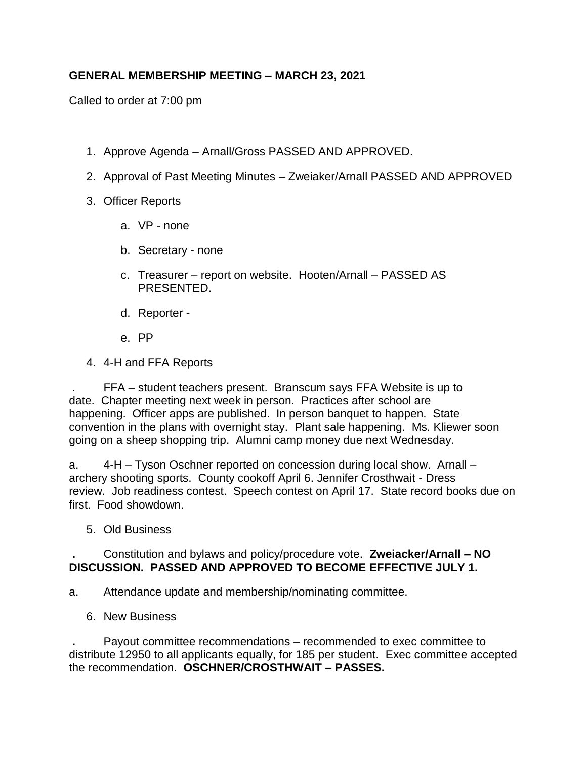**GENERAL MEMBERSHIP MEETING – MARCH 23, 2021**

Called to order at 7:00 pm

1. Approve Agenda – Arnall/Gross PASSED AND APPROVED.
2. Approval of Past Meeting Minutes – Zweiaker/Arnall PASSED AND APPROVED
3. Officer Reports
   a. VP - none
   b. Secretary - none
   c. Treasurer – report on website. Hooten/Arnall – PASSED AS PRESENTED.
   d. Reporter -
   e. PP
4. 4-H and FFA Reports

. FFA – student teachers present. Branscum says FFA Website is up to date. Chapter meeting next week in person. Practices after school are happening. Officer apps are published. In person banquet to happen. State convention in the plans with overnight stay. Plant sale happening. Ms. Kliewer soon going on a sheep shopping trip. Alumni camp money due next Wednesday.

a. 4-H – Tyson Oschner reported on concession during local show. Arnall – archery shooting sports. County cookoff April 6. Jennifer Crosthwait - Dress review. Job readiness contest. Speech contest on April 17. State record books due on first. Food showdown.

5. Old Business

**.** Constitution and bylaws and policy/procedure vote. **Zweiacker/Arnall – NO DISCUSSION. PASSED AND APPROVED TO BECOME EFFECTIVE JULY 1.**

a. Attendance update and membership/nominating committee.

6. New Business

**.** Payout committee recommendations – recommended to exec committee to distribute 12950 to all applicants equally, for 185 per student. Exec committee accepted the recommendation. **OSCHNER/CROSTHWAIT – PASSES.**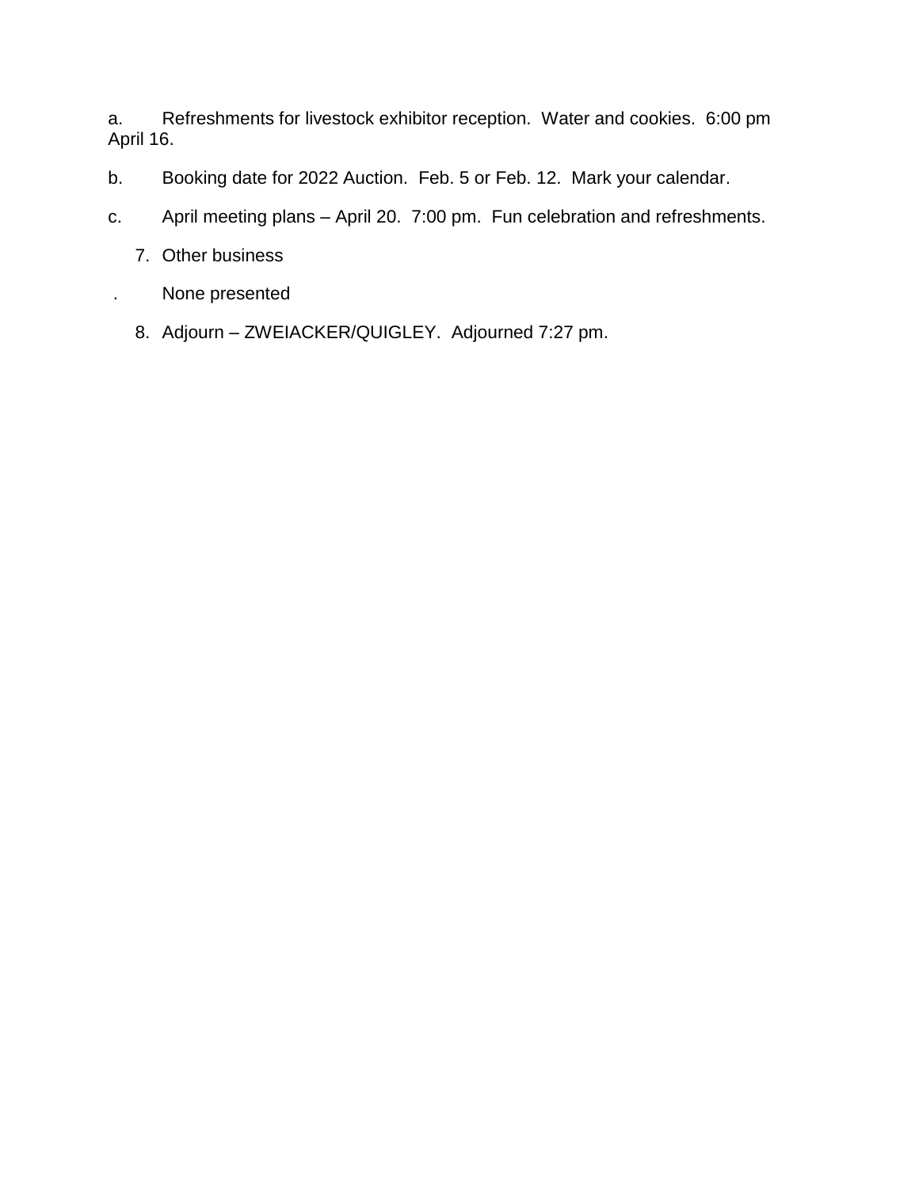a. Refreshments for livestock exhibitor reception. Water and cookies. 6:00 pm April 16.

b. Booking date for 2022 Auction. Feb. 5 or Feb. 12. Mark your calendar.

c. April meeting plans – April 20. 7:00 pm. Fun celebration and refreshments.

7. Other business

. None presented

8. Adjourn – ZWEIACKER/QUIGLEY. Adjourned 7:27 pm.